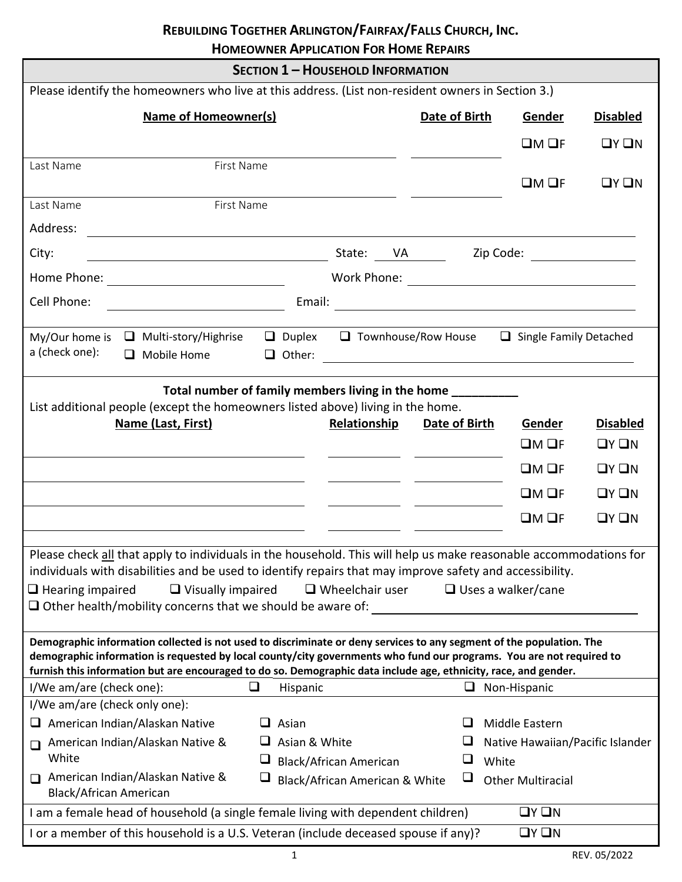## REBUILDING TOGETHER ARLINGTON/FAIRFAX/FALLS CHURCH, INC.
## HOMEOWNER APPLICATION FOR HOME REPAIRS

### SECTION 1 – HOUSEHOLD INFORMATION

Please identify the homeowners who live at this address. (List non-resident owners in Section 3.)

| Name of Homeowner(s) | Date of Birth | Gender | Disabled |
|---|---|---|---|
| ______________ (Last Name, First Name) | ________ | ❑M ❑F | ❑Y ❑N |
| ______________ (Last Name, First Name) | ________ | ❑M ❑F | ❑Y ❑N |

Address: ____________________

City: ____________________ State: VA Zip Code: __________

Home Phone: ____________________ Work Phone: ____________________

Cell Phone: ____________________ Email: ____________________

My/Our home is a (check one): ❑ Multi-story/Highrise ❑ Duplex ❑ Townhouse/Row House ❑ Single Family Detached ❑ Mobile Home ❑ Other: ____________________

**Total number of family members living in the home __________**

List additional people (except the homeowners listed above) living in the home.

| Name (Last, First) | Relationship | Date of Birth | Gender | Disabled |
|---|---|---|---|---|
| | | | ❑M ❑F | ❑Y ❑N |
| | | | ❑M ❑F | ❑Y ❑N |
| | | | ❑M ❑F | ❑Y ❑N |
| | | | ❑M ❑F | ❑Y ❑N |

Please check all that apply to individuals in the household. This will help us make reasonable accommodations for individuals with disabilities and be used to identify repairs that may improve safety and accessibility.

❑ Hearing impaired ❑ Visually impaired ❑ Wheelchair user ❑ Uses a walker/cane

❑ Other health/mobility concerns that we should be aware of: ____________________

**Demographic information collected is not used to discriminate or deny services to any segment of the population. The demographic information is requested by local county/city governments who fund our programs. You are not required to furnish this information but are encouraged to do so. Demographic data include age, ethnicity, race, and gender.**

I/We am/are (check one): ❑ Hispanic ❑ Non-Hispanic

I/We am/are (check only one):

- ❑ American Indian/Alaskan Native
- ❑ American Indian/Alaskan Native & White
- ❑ American Indian/Alaskan Native & Black/African American
- ❑ Asian
- ❑ Asian & White
- ❑ Black/African American
- ❑ Black/African American & White
- ❑ Middle Eastern
- ❑ Native Hawaiian/Pacific Islander
- ❑ White
- ❑ Other Multiracial

I am a female head of household (a single female living with dependent children) ❑Y ❑N

I or a member of this household is a U.S. Veteran (include deceased spouse if any)? ❑Y ❑N

REV. 05/2022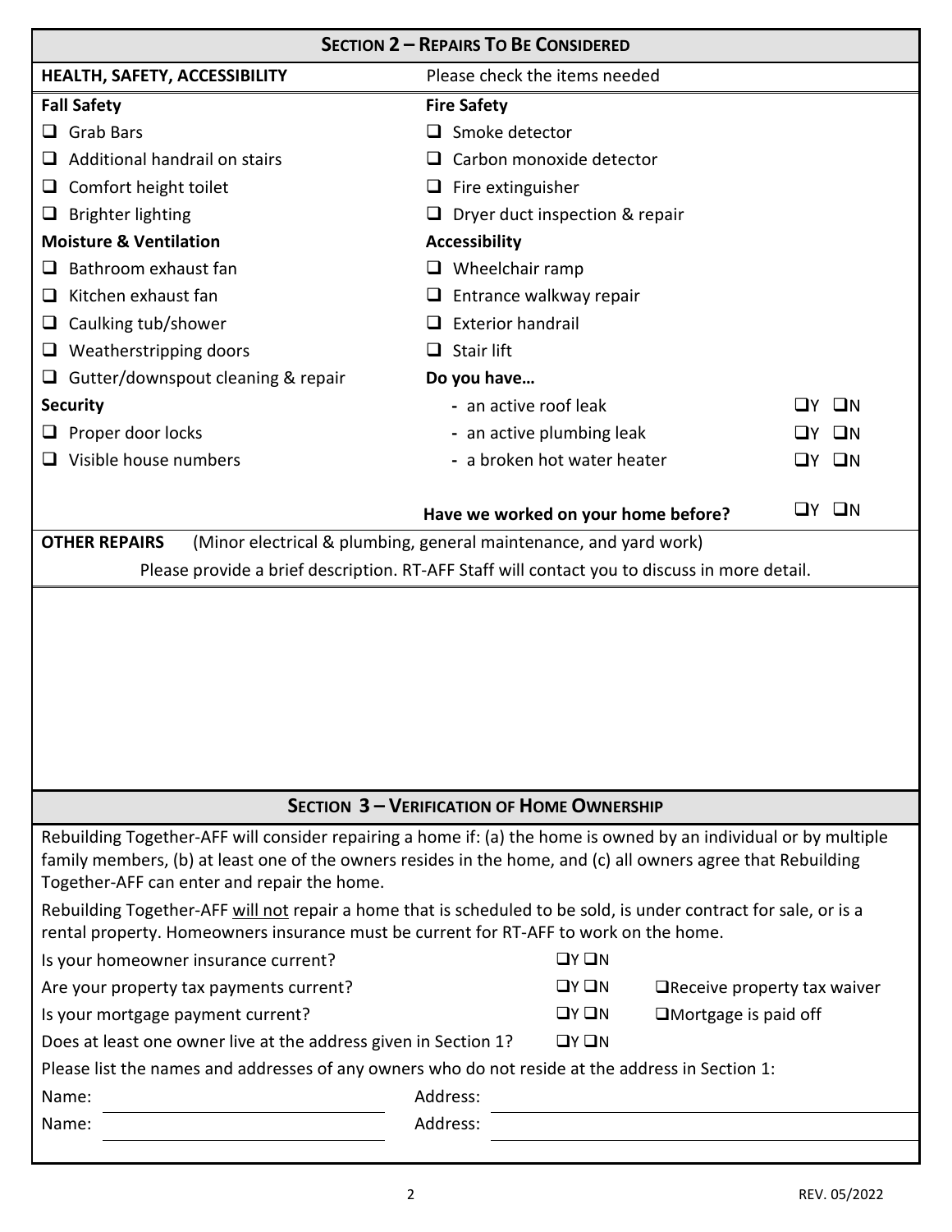## SECTION 2 – REPAIRS TO BE CONSIDERED

**HEALTH, SAFETY, ACCESSIBILITY** — Please check the items needed

**Fall Safety**
- ☐ Grab Bars
- ☐ Additional handrail on stairs
- ☐ Comfort height toilet
- ☐ Brighter lighting

**Moisture & Ventilation**
- ☐ Bathroom exhaust fan
- ☐ Kitchen exhaust fan
- ☐ Caulking tub/shower
- ☐ Weatherstripping doors
- ☐ Gutter/downspout cleaning & repair

**Security**
- ☐ Proper door locks
- ☐ Visible house numbers

**Fire Safety**
- ☐ Smoke detector
- ☐ Carbon monoxide detector
- ☐ Fire extinguisher
- ☐ Dryer duct inspection & repair

**Accessibility**
- ☐ Wheelchair ramp
- ☐ Entrance walkway repair
- ☐ Exterior handrail
- ☐ Stair lift

**Do you have…**
- an active roof leak ☐Y ☐N
- an active plumbing leak ☐Y ☐N
- a broken hot water heater ☐Y ☐N

**Have we worked on your home before?** ☐Y ☐N

**OTHER REPAIRS** (Minor electrical & plumbing, general maintenance, and yard work)

Please provide a brief description. RT-AFF Staff will contact you to discuss in more detail.

## SECTION 3 – VERIFICATION OF HOME OWNERSHIP

Rebuilding Together-AFF will consider repairing a home if: (a) the home is owned by an individual or by multiple family members, (b) at least one of the owners resides in the home, and (c) all owners agree that Rebuilding Together-AFF can enter and repair the home.

Rebuilding Together-AFF will not repair a home that is scheduled to be sold, is under contract for sale, or is a rental property. Homeowners insurance must be current for RT-AFF to work on the home.

Is your homeowner insurance current? ☐Y ☐N

Are your property tax payments current? ☐Y ☐N ☐Receive property tax waiver

Is your mortgage payment current? ☐Y ☐N ☐Mortgage is paid off

Does at least one owner live at the address given in Section 1? ☐Y ☐N

Please list the names and addresses of any owners who do not reside at the address in Section 1:

Name: ____________________ Address: ____________________

Name: ____________________ Address: ____________________

REV. 05/2022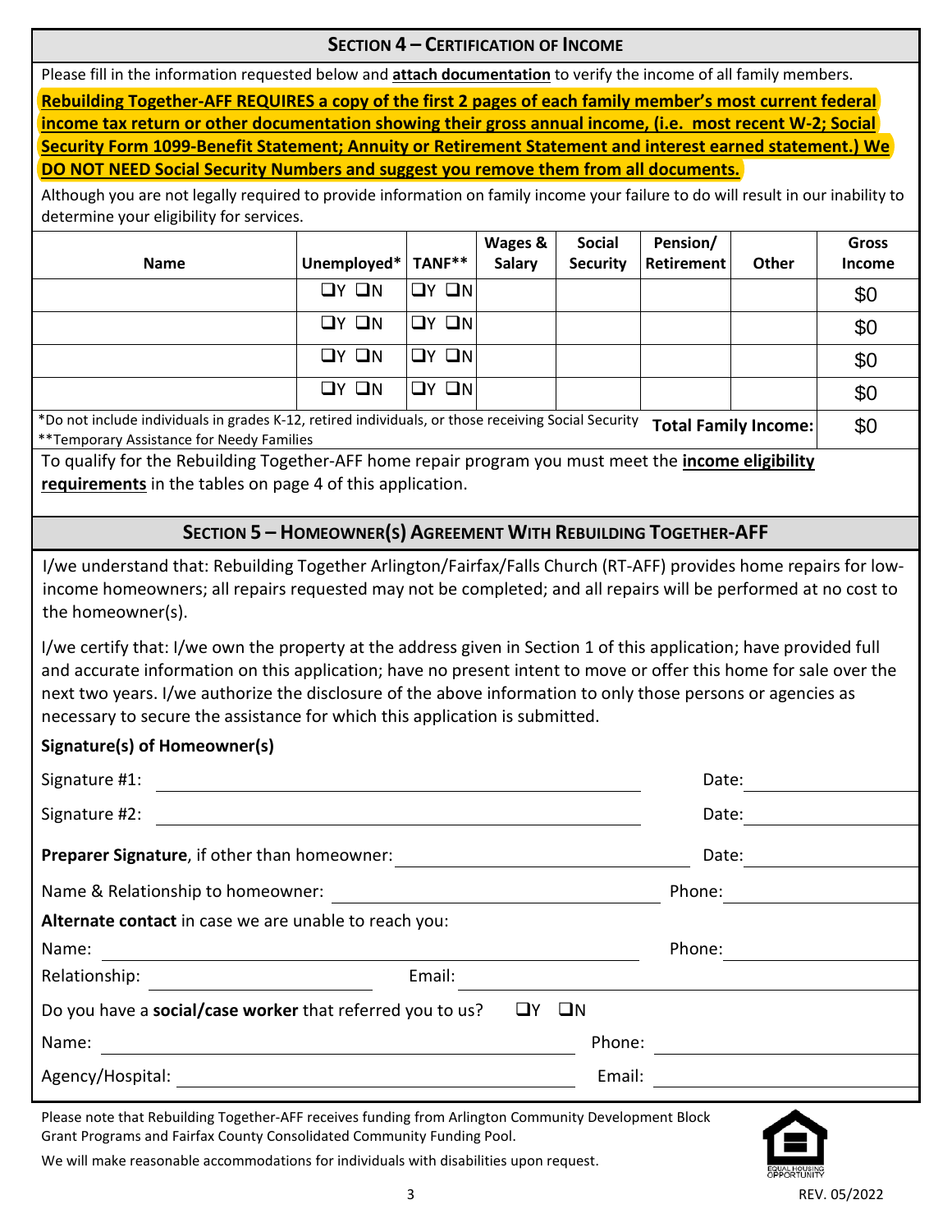## SECTION 4 – CERTIFICATION OF INCOME

Please fill in the information requested below and **attach documentation** to verify the income of all family members.

**Rebuilding Together-AFF REQUIRES a copy of the first 2 pages of each family member's most current federal income tax return or other documentation showing their gross annual income, (i.e. most recent W-2; Social Security Form 1099-Benefit Statement; Annuity or Retirement Statement and interest earned statement.) We DO NOT NEED Social Security Numbers and suggest you remove them from all documents.**

Although you are not legally required to provide information on family income your failure to do will result in our inability to determine your eligibility for services.

| Name | Unemployed* | TANF** | Wages & Salary | Social Security | Pension/ Retirement | Other | Gross Income |
|---|---|---|---|---|---|---|---|
| | ❑Y ❑N | ❑Y ❑N | | | | | $0 |
| | ❑Y ❑N | ❑Y ❑N | | | | | $0 |
| | ❑Y ❑N | ❑Y ❑N | | | | | $0 |
| | ❑Y ❑N | ❑Y ❑N | | | | | $0 |
| | | | | | | **Total Family Income:** | $0 |

*Do not include individuals in grades K-12, retired individuals, or those receiving Social Security
**Temporary Assistance for Needy Families

To qualify for the Rebuilding Together-AFF home repair program you must meet the **income eligibility requirements** in the tables on page 4 of this application.

## SECTION 5 – HOMEOWNER(S) AGREEMENT WITH REBUILDING TOGETHER-AFF

I/we understand that: Rebuilding Together Arlington/Fairfax/Falls Church (RT-AFF) provides home repairs for low-income homeowners; all repairs requested may not be completed; and all repairs will be performed at no cost to the homeowner(s).

I/we certify that: I/we own the property at the address given in Section 1 of this application; have provided full and accurate information on this application; have no present intent to move or offer this home for sale over the next two years. I/we authorize the disclosure of the above information to only those persons or agencies as necessary to secure the assistance for which this application is submitted.

**Signature(s) of Homeowner(s)**

Signature #1: ______________________________ Date: __________

Signature #2: ______________________________ Date: __________

**Preparer Signature**, if other than homeowner: ______________________ Date: __________

Name & Relationship to homeowner: ______________________ Phone: __________

**Alternate contact** in case we are unable to reach you:

Name: ______________________________ Phone: __________

Relationship: ______________ Email: ______________________

Do you have a **social/case worker** that referred you to us? ❑Y ❑N

Name: ______________________________ Phone: __________

Agency/Hospital: ______________________________ Email: __________

Please note that Rebuilding Together-AFF receives funding from Arlington Community Development Block Grant Programs and Fairfax County Consolidated Community Funding Pool.

We will make reasonable accommodations for individuals with disabilities upon request.

EQUAL HOUSING OPPORTUNITY

REV. 05/2022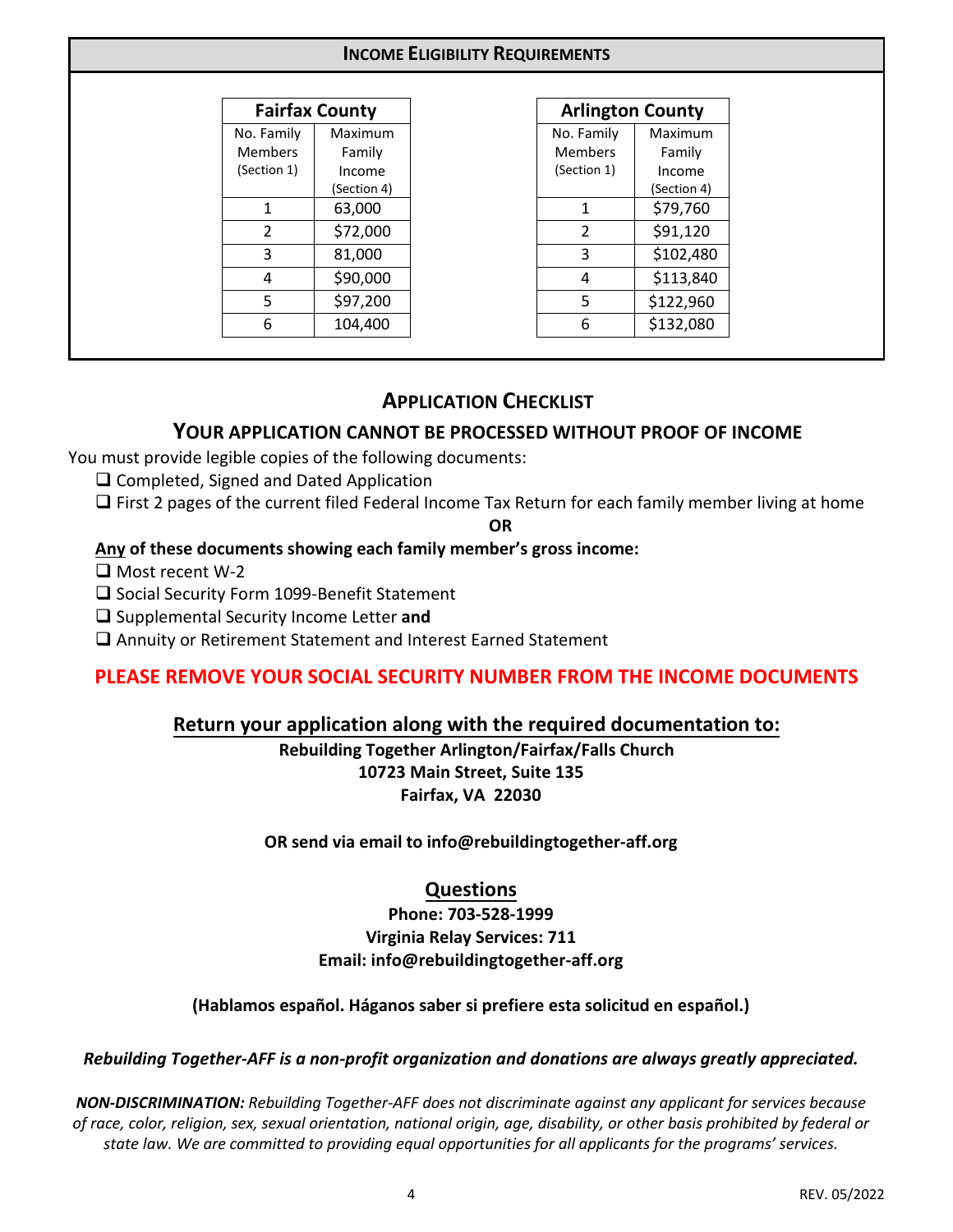## INCOME ELIGIBILITY REQUIREMENTS

| Fairfax County | |
|---|---|
| No. Family Members (Section 1) | Maximum Family Income (Section 4) |
| 1 | 63,000 |
| 2 | $72,000 |
| 3 | 81,000 |
| 4 | $90,000 |
| 5 | $97,200 |
| 6 | 104,400 |

| Arlington County | |
|---|---|
| No. Family Members (Section 1) | Maximum Family Income (Section 4) |
| 1 | $79,760 |
| 2 | $91,120 |
| 3 | $102,480 |
| 4 | $113,840 |
| 5 | $122,960 |
| 6 | $132,080 |

## APPLICATION CHECKLIST

### YOUR APPLICATION CANNOT BE PROCESSED WITHOUT PROOF OF INCOME

You must provide legible copies of the following documents:

- ❑ Completed, Signed and Dated Application
- ❑ First 2 pages of the current filed Federal Income Tax Return for each family member living at home

**OR**

**Any of these documents showing each family member's gross income:**

- ❑ Most recent W-2
- ❑ Social Security Form 1099-Benefit Statement
- ❑ Supplemental Security Income Letter **and**
- ❑ Annuity or Retirement Statement and Interest Earned Statement

**PLEASE REMOVE YOUR SOCIAL SECURITY NUMBER FROM THE INCOME DOCUMENTS**

### Return your application along with the required documentation to:

**Rebuilding Together Arlington/Fairfax/Falls Church**
**10723 Main Street, Suite 135**
**Fairfax, VA 22030**

**OR send via email to info@rebuildingtogether-aff.org**

### Questions

**Phone: 703-528-1999**
**Virginia Relay Services: 711**
**Email: info@rebuildingtogether-aff.org**

**(Hablamos español. Háganos saber si prefiere esta solicitud en español.)**

***Rebuilding Together-AFF is a non-profit organization and donations are always greatly appreciated.***

***NON-DISCRIMINATION:*** *Rebuilding Together-AFF does not discriminate against any applicant for services because of race, color, religion, sex, sexual orientation, national origin, age, disability, or other basis prohibited by federal or state law. We are committed to providing equal opportunities for all applicants for the programs' services.*

REV. 05/2022